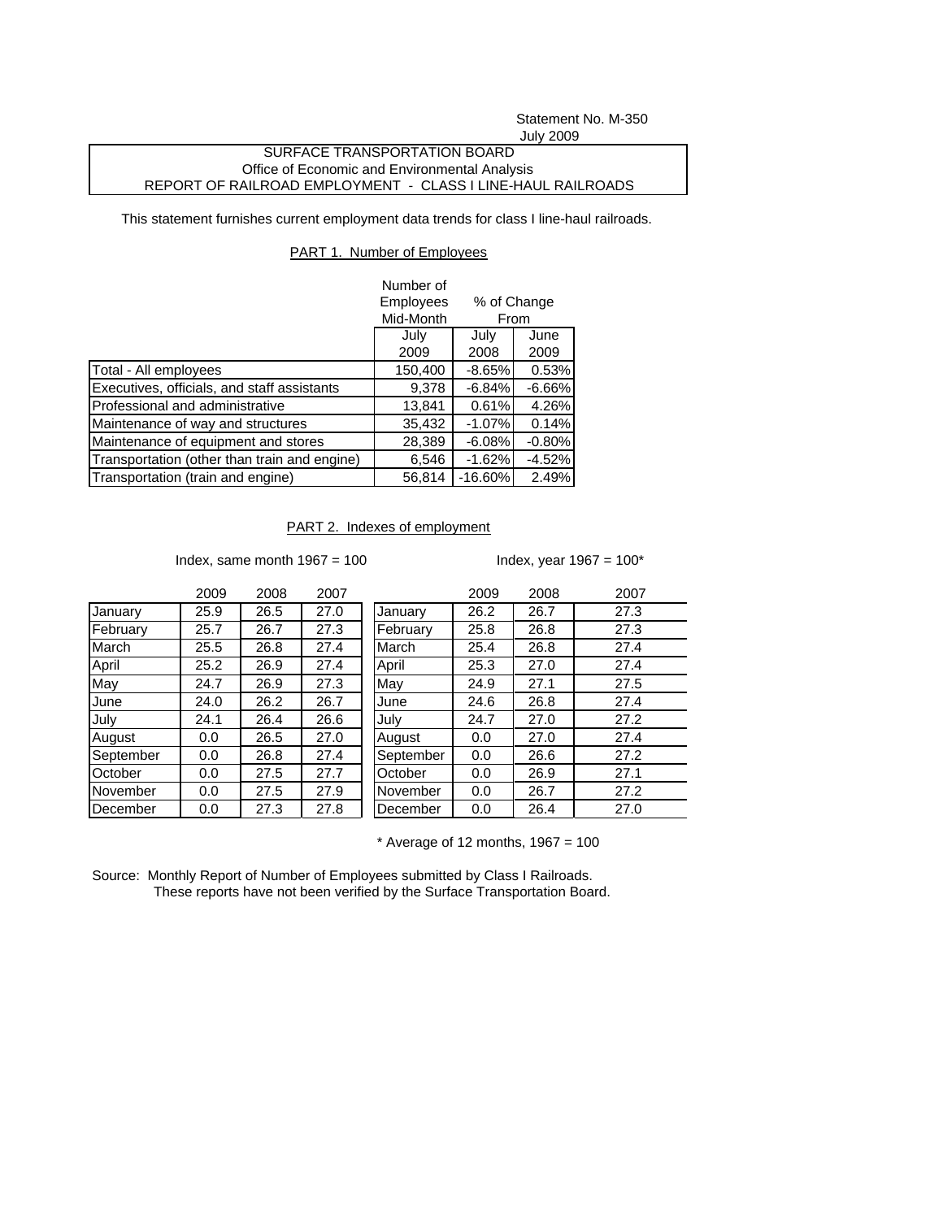Statement No. M-350
July 2009

SURFACE TRANSPORTATION BOARD
Office of Economic and Environmental Analysis
REPORT OF RAILROAD EMPLOYMENT - CLASS I LINE-HAUL RAILROADS

This statement furnishes current employment data trends for class I line-haul railroads.

## PART 1. Number of Employees

| | Number of Employees Mid-Month | % of Change From | |
|---|---|---|---|
| | July 2009 | July 2008 | June 2009 |
| Total - All employees | 150,400 | -8.65% | 0.53% |
| Executives, officials, and staff assistants | 9,378 | -6.84% | -6.66% |
| Professional and administrative | 13,841 | 0.61% | 4.26% |
| Maintenance of way and structures | 35,432 | -1.07% | 0.14% |
| Maintenance of equipment and stores | 28,389 | -6.08% | -0.80% |
| Transportation (other than train and engine) | 6,546 | -1.62% | -4.52% |
| Transportation (train and engine) | 56,814 | -16.60% | 2.49% |

## PART 2. Indexes of employment

Index, same month 1967 = 100

| | 2009 | 2008 | 2007 |
|---|---|---|---|
| January | 25.9 | 26.5 | 27.0 |
| February | 25.7 | 26.7 | 27.3 |
| March | 25.5 | 26.8 | 27.4 |
| April | 25.2 | 26.9 | 27.4 |
| May | 24.7 | 26.9 | 27.3 |
| June | 24.0 | 26.2 | 26.7 |
| July | 24.1 | 26.4 | 26.6 |
| August | 0.0 | 26.5 | 27.0 |
| September | 0.0 | 26.8 | 27.4 |
| October | 0.0 | 27.5 | 27.7 |
| November | 0.0 | 27.5 | 27.9 |
| December | 0.0 | 27.3 | 27.8 |

Index, year 1967 = 100*

| | 2009 | 2008 | 2007 |
|---|---|---|---|
| January | 26.2 | 26.7 | 27.3 |
| February | 25.8 | 26.8 | 27.3 |
| March | 25.4 | 26.8 | 27.4 |
| April | 25.3 | 27.0 | 27.4 |
| May | 24.9 | 27.1 | 27.5 |
| June | 24.6 | 26.8 | 27.4 |
| July | 24.7 | 27.0 | 27.2 |
| August | 0.0 | 27.0 | 27.4 |
| September | 0.0 | 26.6 | 27.2 |
| October | 0.0 | 26.9 | 27.1 |
| November | 0.0 | 26.7 | 27.2 |
| December | 0.0 | 26.4 | 27.0 |

* Average of 12 months, 1967 = 100

Source: Monthly Report of Number of Employees submitted by Class I Railroads.
These reports have not been verified by the Surface Transportation Board.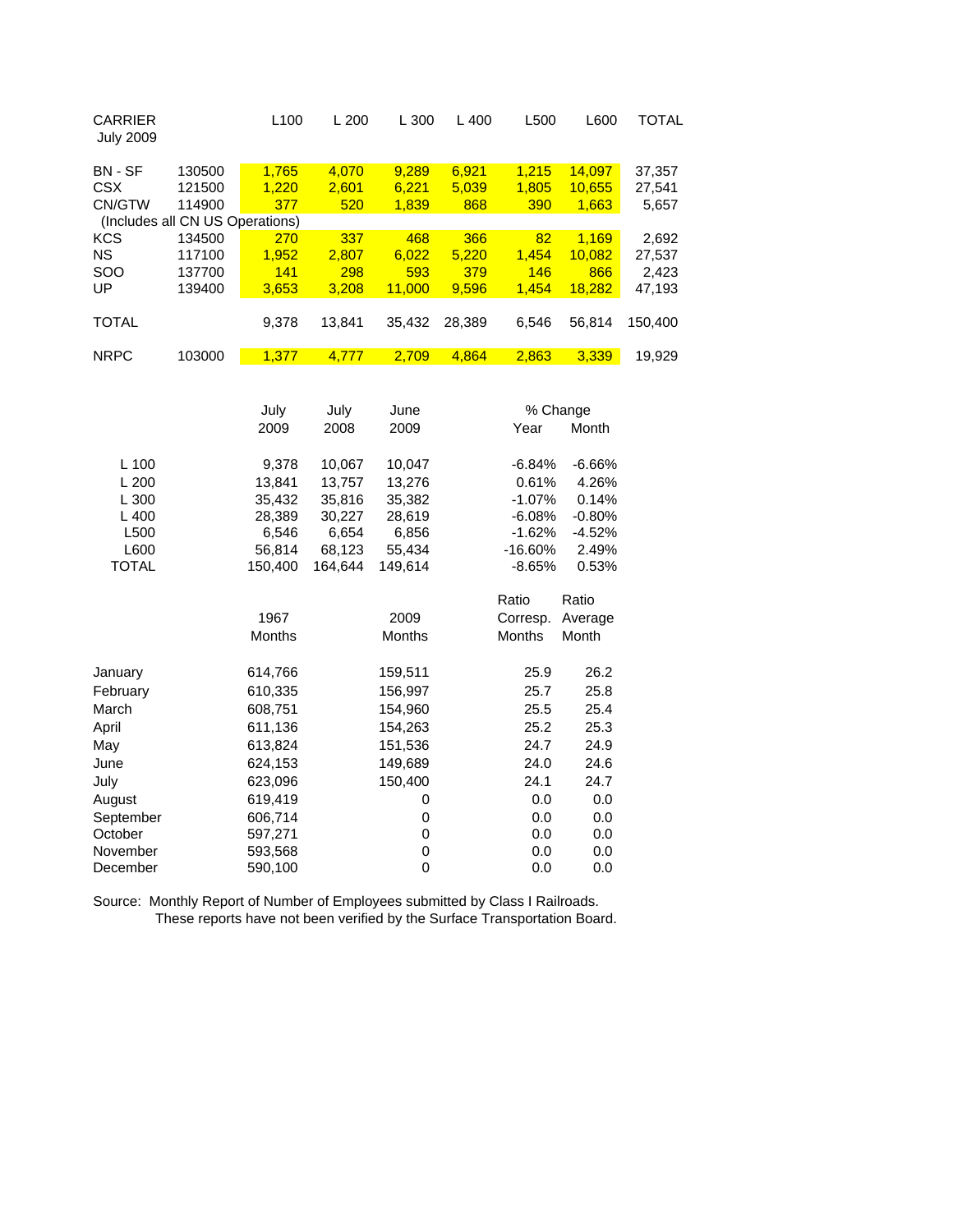| CARRIER July 2009 | | L100 | L 200 | L 300 | L 400 | L500 | L600 | TOTAL |
|---|---|---|---|---|---|---|---|---|
| BN - SF | 130500 | 1,765 | 4,070 | 9,289 | 6,921 | 1,215 | 14,097 | 37,357 |
| CSX | 121500 | 1,220 | 2,601 | 6,221 | 5,039 | 1,805 | 10,655 | 27,541 |
| CN/GTW | 114900 | 377 | 520 | 1,839 | 868 | 390 | 1,663 | 5,657 |
| (Includes all CN US Operations) | | | | | | | | |
| KCS | 134500 | 270 | 337 | 468 | 366 | 82 | 1,169 | 2,692 |
| NS | 117100 | 1,952 | 2,807 | 6,022 | 5,220 | 1,454 | 10,082 | 27,537 |
| SOO | 137700 | 141 | 298 | 593 | 379 | 146 | 866 | 2,423 |
| UP | 139400 | 3,653 | 3,208 | 11,000 | 9,596 | 1,454 | 18,282 | 47,193 |
| TOTAL | | 9,378 | 13,841 | 35,432 | 28,389 | 6,546 | 56,814 | 150,400 |
| NRPC | 103000 | 1,377 | 4,777 | 2,709 | 4,864 | 2,863 | 3,339 | 19,929 |

| | July 2009 | July 2008 | June 2009 | % Change Year | % Change Month |
|---|---|---|---|---|---|
| L 100 | 9,378 | 10,067 | 10,047 | -6.84% | -6.66% |
| L 200 | 13,841 | 13,757 | 13,276 | 0.61% | 4.26% |
| L 300 | 35,432 | 35,816 | 35,382 | -1.07% | 0.14% |
| L 400 | 28,389 | 30,227 | 28,619 | -6.08% | -0.80% |
| L500 | 6,546 | 6,654 | 6,856 | -1.62% | -4.52% |
| L600 | 56,814 | 68,123 | 55,434 | -16.60% | 2.49% |
| TOTAL | 150,400 | 164,644 | 149,614 | -8.65% | 0.53% |

| | 1967 Months | 2009 Months | Ratio Corresp. Months | Ratio Average Month |
|---|---|---|---|---|
| January | 614,766 | 159,511 | 25.9 | 26.2 |
| February | 610,335 | 156,997 | 25.7 | 25.8 |
| March | 608,751 | 154,960 | 25.5 | 25.4 |
| April | 611,136 | 154,263 | 25.2 | 25.3 |
| May | 613,824 | 151,536 | 24.7 | 24.9 |
| June | 624,153 | 149,689 | 24.0 | 24.6 |
| July | 623,096 | 150,400 | 24.1 | 24.7 |
| August | 619,419 | 0 | 0.0 | 0.0 |
| September | 606,714 | 0 | 0.0 | 0.0 |
| October | 597,271 | 0 | 0.0 | 0.0 |
| November | 593,568 | 0 | 0.0 | 0.0 |
| December | 590,100 | 0 | 0.0 | 0.0 |

Source: Monthly Report of Number of Employees submitted by Class I Railroads.
These reports have not been verified by the Surface Transportation Board.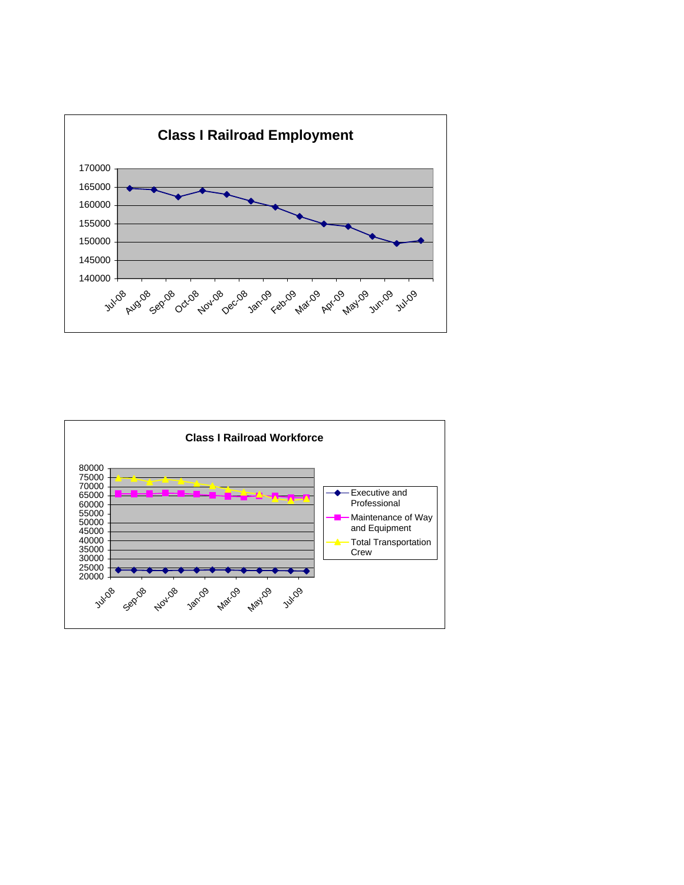Class I Railroad Employment

170000
165000
160000
155000
150000
145000
140000

Jul-08 Aug-08 Sep-08 Oct-08 Nov-08 Dec-08 Jan-09 Feb-09 Mar-09 Apr-09 May-09 Jun-09 Jul-09

Class I Railroad Workforce

80000
75000
70000
65000
60000
55000
50000
45000
40000
35000
30000
25000
20000

Jul-08 Sep-08 Nov-08 Jan-09 Mar-09 May-09 Jul-09

Executive and Professional

Maintenance of Way and Equipment

Total Transportation Crew